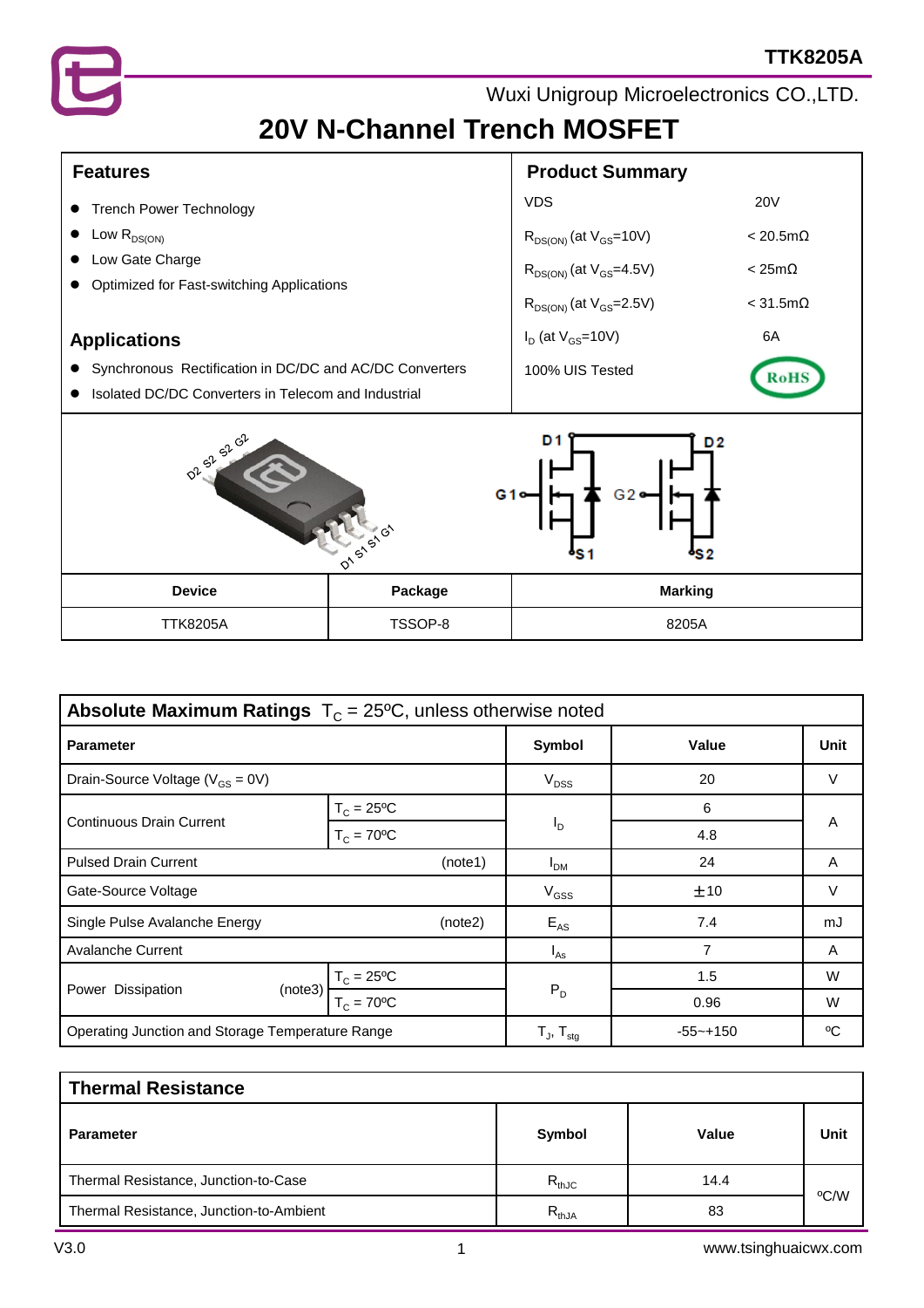TTK8205A

Wuxi Unigroup Microelectronics CO.,LTD.

# 20V N-Channel Trench MOSFET

## Features

- Trench Power Technology
- Low $R_{DS(ON)}$
- Low Gate Charge
- Optimized for Fast-switching Applications

## Applications

- Synchronous Rectification in DC/DC and AC/DC Converters
- Isolated DC/DC Converters in Telecom and Industrial

## Product Summary

| | |
|---|---|
| VDS | 20V |
| $R_{DS(ON)}$ (at $V_{GS}$=10V) | < 20.5mΩ |
| $R_{DS(ON)}$ (at $V_{GS}$=4.5V) | < 25mΩ |
| $R_{DS(ON)}$ (at $V_{GS}$=2.5V) | < 31.5mΩ |
| $I_D$ (at $V_{GS}$=10V) | 6A |
| 100% UIS Tested | RoHS |

| Device | Package | Marking |
|---|---|---|
| TTK8205A | TSSOP-8 | 8205A |

## Absolute Maximum Ratings $T_C$ = 25ºC, unless otherwise noted

| Parameter | | Symbol | Value | Unit |
|---|---|---|---|---|
| Drain-Source Voltage ($V_{GS}$ = 0V) | | $V_{DSS}$ | 20 | V |
| Continuous Drain Current | $T_C$ = 25ºC | $I_D$ | 6 | A |
| | $T_C$ = 70ºC | | 4.8 | |
| Pulsed Drain Current (note1) | | $I_{DM}$ | 24 | A |
| Gate-Source Voltage | | $V_{GSS}$ | ±10 | V |
| Single Pulse Avalanche Energy (note2) | | $E_{AS}$ | 7.4 | mJ |
| Avalanche Current | | $I_{AS}$ | 7 | A |
| Power Dissipation (note3) | $T_C$ = 25ºC | $P_D$ | 1.5 | W |
| | $T_C$ = 70ºC | | 0.96 | W |
| Operating Junction and Storage Temperature Range | | $T_J$, $T_{stg}$ | -55~+150 | ºC |

## Thermal Resistance

| Parameter | Symbol | Value | Unit |
|---|---|---|---|
| Thermal Resistance, Junction-to-Case | $R_{thJC}$ | 14.4 | ºC/W |
| Thermal Resistance, Junction-to-Ambient | $R_{thJA}$ | 83 | |

V3.0

www.tsinghuaicwx.com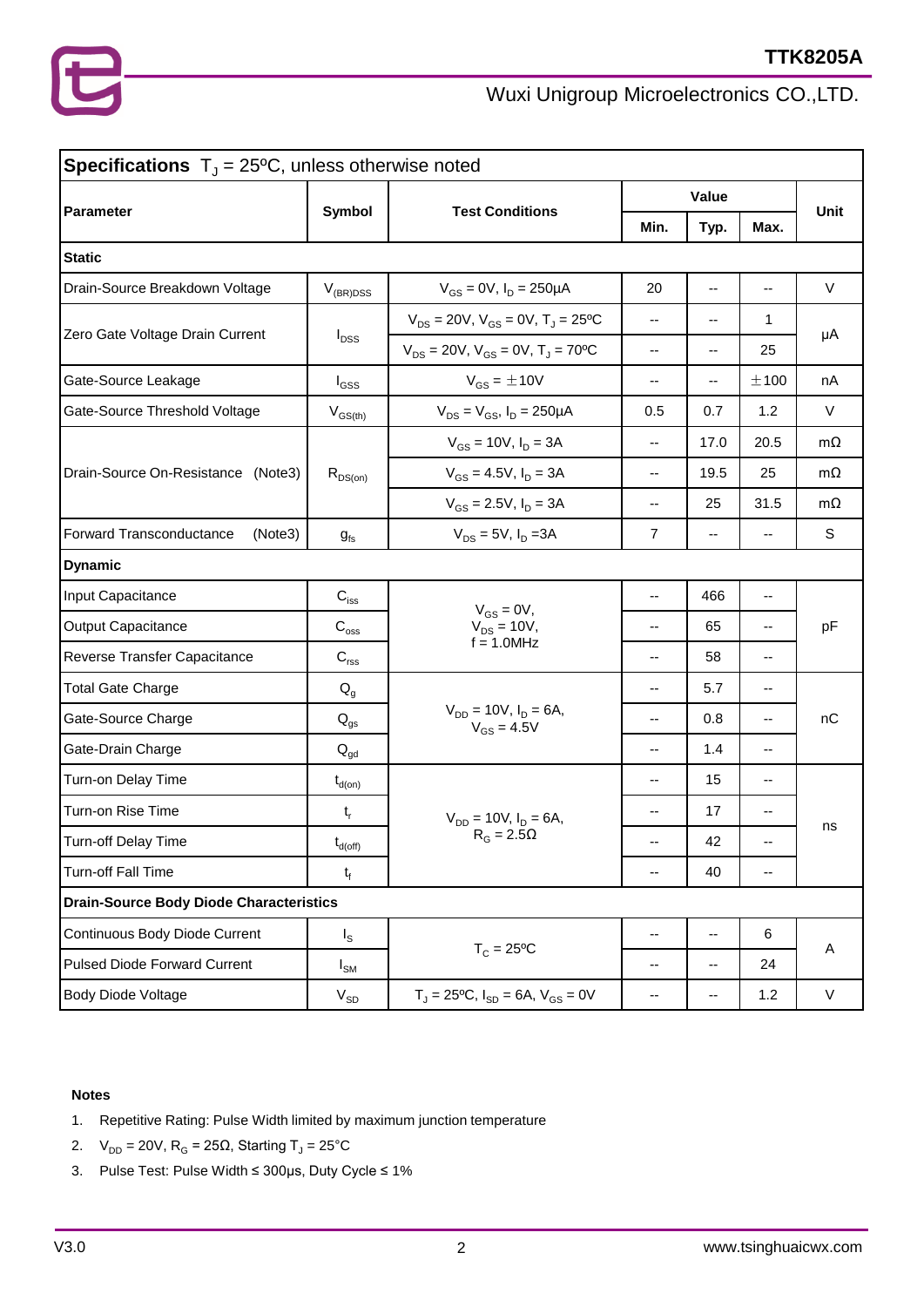## Specifications $T_J$ = 25ºC, unless otherwise noted

| Parameter | Symbol | Test Conditions | Value | | | Unit |
|---|---|---|---|---|---|---|
| | | | Min. | Typ. | Max. | |
| **Static** | | | | | | |
| Drain-Source Breakdown Voltage | $V_{(BR)DSS}$ | $V_{GS}$ = 0V, $I_D$ = 250μA | 20 | -- | -- | V |
| Zero Gate Voltage Drain Current | $I_{DSS}$ | $V_{DS}$ = 20V, $V_{GS}$ = 0V, $T_J$ = 25ºC | -- | -- | 1 | μA |
| | | $V_{DS}$ = 20V, $V_{GS}$ = 0V, $T_J$ = 70ºC | -- | -- | 25 | |
| Gate-Source Leakage | $I_{GSS}$ | $V_{GS}$ = ±10V | -- | -- | ±100 | nA |
| Gate-Source Threshold Voltage | $V_{GS(th)}$ | $V_{DS}$ = $V_{GS}$, $I_D$ = 250μA | 0.5 | 0.7 | 1.2 | V |
| Drain-Source On-Resistance (Note3) | $R_{DS(on)}$ | $V_{GS}$ = 10V, $I_D$ = 3A | -- | 17.0 | 20.5 | mΩ |
| | | $V_{GS}$ = 4.5V, $I_D$ = 3A | -- | 19.5 | 25 | mΩ |
| | | $V_{GS}$ = 2.5V, $I_D$ = 3A | -- | 25 | 31.5 | mΩ |
| Forward Transconductance (Note3) | $g_{fs}$ | $V_{DS}$ = 5V, $I_D$ =3A | 7 | -- | -- | S |
| **Dynamic** | | | | | | |
| Input Capacitance | $C_{iss}$ | $V_{GS}$ = 0V, $V_{DS}$ = 10V, f = 1.0MHz | -- | 466 | -- | pF |
| Output Capacitance | $C_{oss}$ | | -- | 65 | -- | |
| Reverse Transfer Capacitance | $C_{rss}$ | | -- | 58 | -- | |
| Total Gate Charge | $Q_g$ | $V_{DD}$ = 10V, $I_D$ = 6A, $V_{GS}$ = 4.5V | -- | 5.7 | -- | nC |
| Gate-Source Charge | $Q_{gs}$ | | -- | 0.8 | -- | |
| Gate-Drain Charge | $Q_{gd}$ | | -- | 1.4 | -- | |
| Turn-on Delay Time | $t_{d(on)}$ | $V_{DD}$ = 10V, $I_D$ = 6A, $R_G$ = 2.5Ω | -- | 15 | -- | ns |
| Turn-on Rise Time | $t_r$ | | -- | 17 | -- | |
| Turn-off Delay Time | $t_{d(off)}$ | | -- | 42 | -- | |
| Turn-off Fall Time | $t_f$ | | -- | 40 | -- | |
| **Drain-Source Body Diode Characteristics** | | | | | | |
| Continuous Body Diode Current | $I_S$ | $T_C$ = 25ºC | -- | -- | 6 | A |
| Pulsed Diode Forward Current | $I_{SM}$ | | -- | -- | 24 | |
| Body Diode Voltage | $V_{SD}$ | $T_J$ = 25ºC, $I_{SD}$ = 6A, $V_{GS}$ = 0V | -- | -- | 1.2 | V |

**Notes**

1. Repetitive Rating: Pulse Width limited by maximum junction temperature
2. $V_{DD}$ = 20V, $R_G$ = 25Ω, Starting $T_J$ = 25°C
3. Pulse Test: Pulse Width ≤ 300μs, Duty Cycle ≤ 1%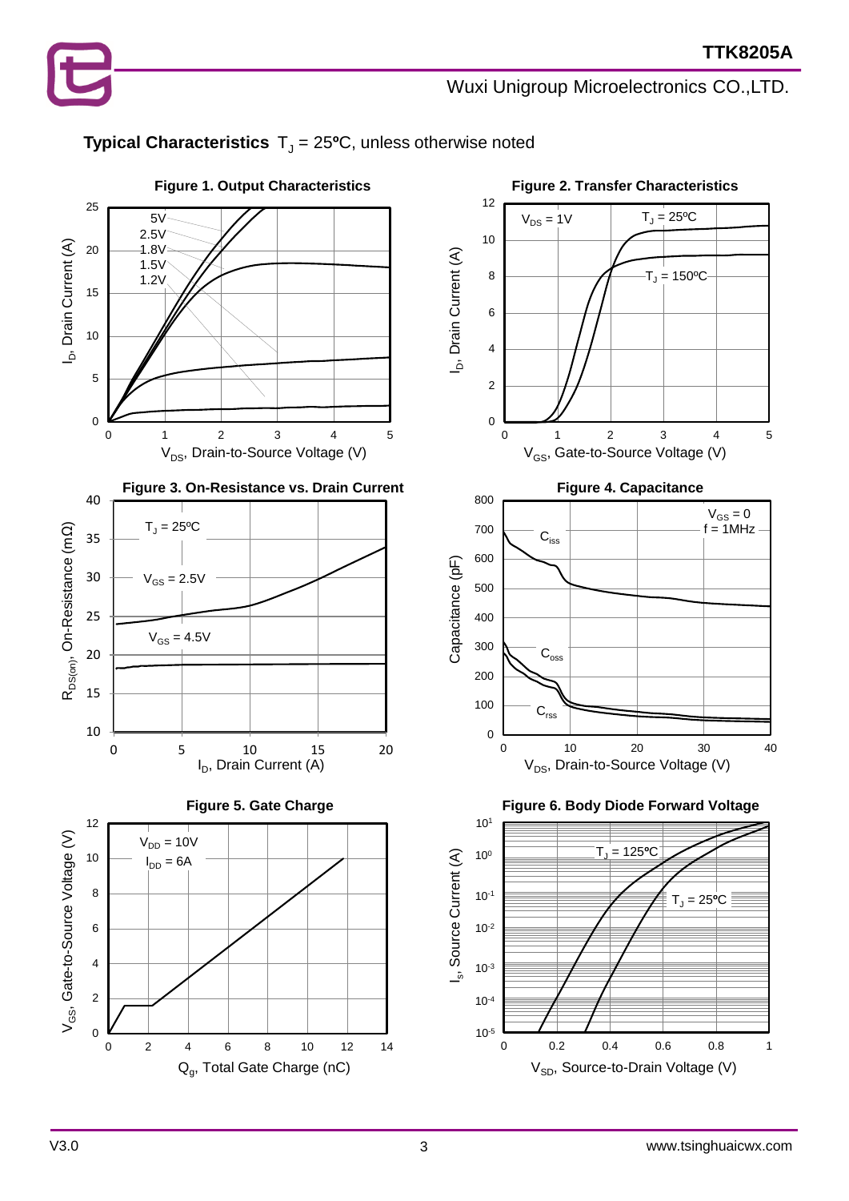## Typical Characteristics $T_J$ = 25ºC, unless otherwise noted

**Figure 1. Output Characteristics**

**Figure 2. Transfer Characteristics**

**Figure 3. On-Resistance vs. Drain Current**

**Figure 4. Capacitance**

**Figure 5. Gate Charge**

**Figure 6. Body Diode Forward Voltage**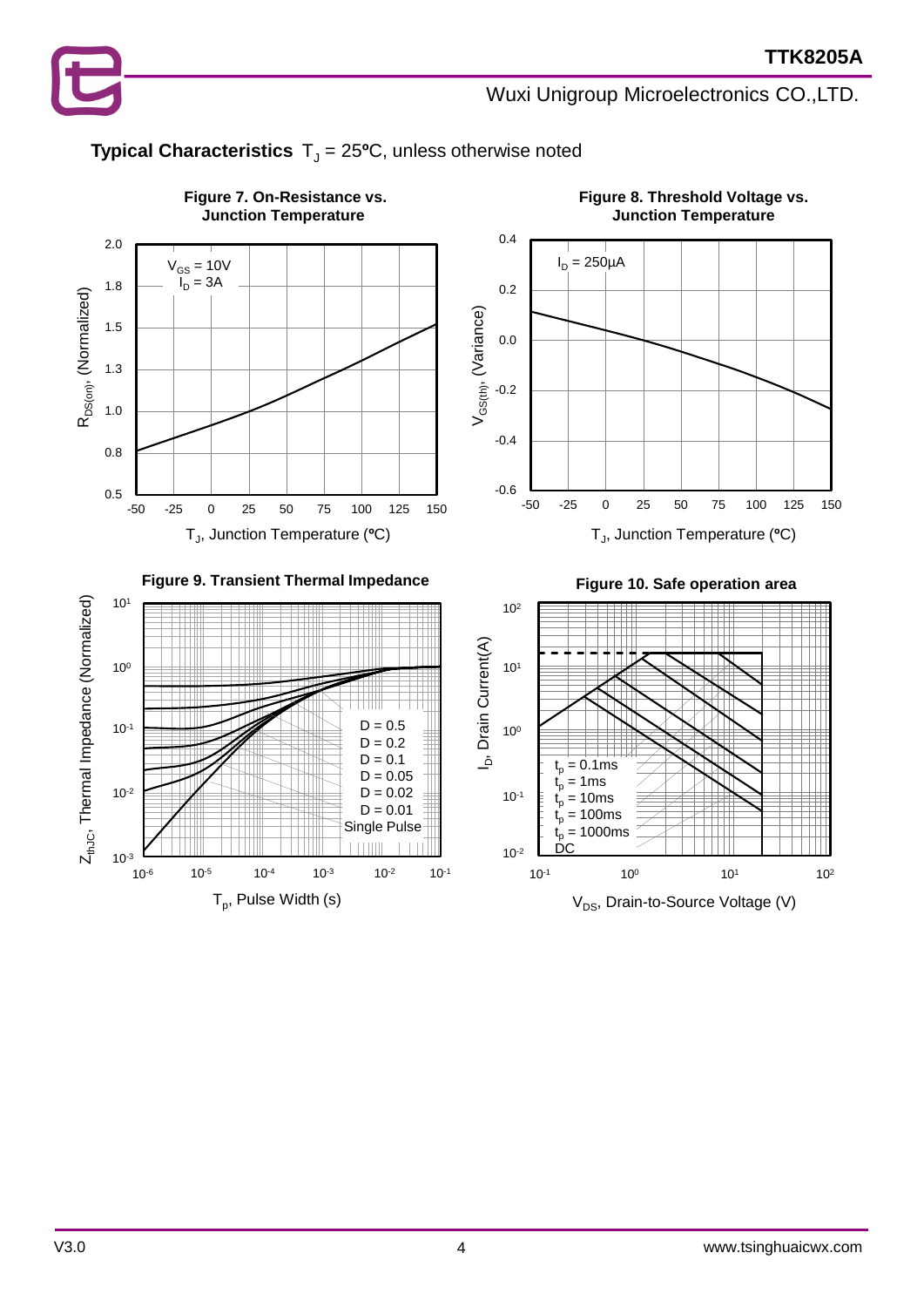## Typical Characteristics $T_J$ = 25°C, unless otherwise noted

**Figure 7. On-Resistance vs. Junction Temperature**

$V_{GS}$ = 10V
$I_D$ = 3A

$R_{DS(on)}$, (Normalized)

$T_J$, Junction Temperature (°C)

**Figure 8. Threshold Voltage vs. Junction Temperature**

$I_D$ = 250μA

$V_{GS(th)}$, (Variance)

$T_J$, Junction Temperature (°C)

**Figure 9. Transient Thermal Impedance**

D = 0.5
D = 0.2
D = 0.1
D = 0.05
D = 0.02
D = 0.01
Single Pulse

$Z_{thJC}$, Thermal Impedance (Normalized)

$T_p$, Pulse Width (s)

**Figure 10. Safe operation area**

$t_p$ = 0.1ms
$t_p$ = 1ms
$t_p$ = 10ms
$t_p$ = 100ms
$t_p$ = 1000ms
DC

$I_D$, Drain Current(A)

$V_{DS}$, Drain-to-Source Voltage (V)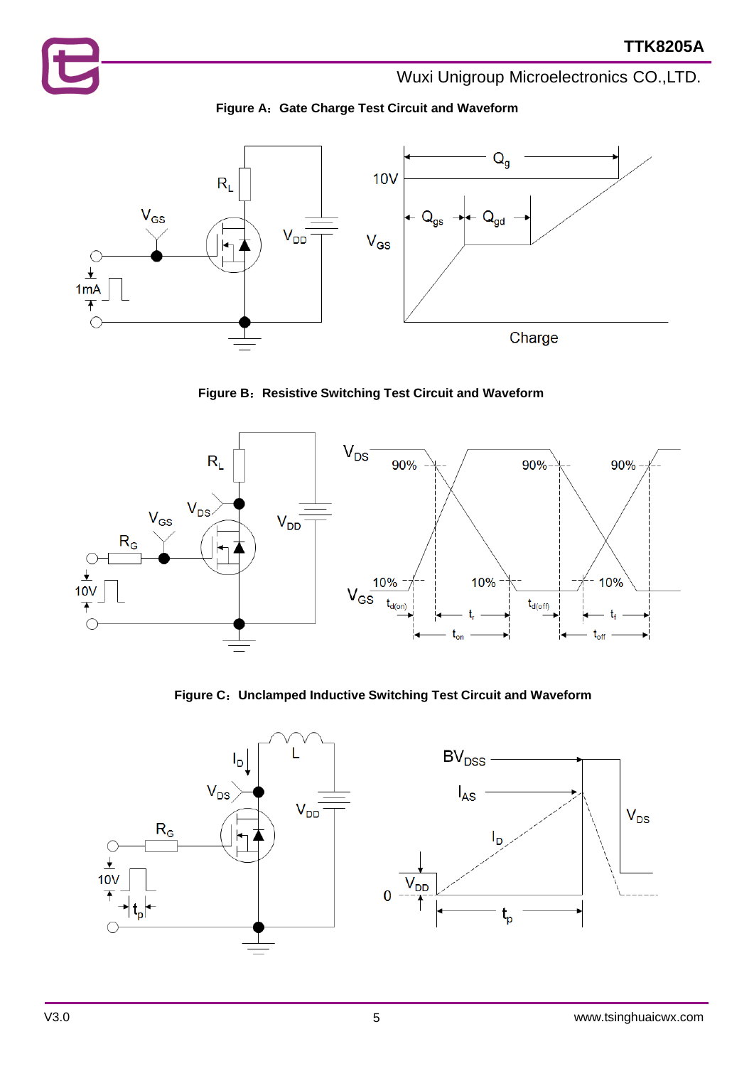**Figure A：Gate Charge Test Circuit and Waveform**

**Figure B：Resistive Switching Test Circuit and Waveform**

**Figure C：Unclamped Inductive Switching Test Circuit and Waveform**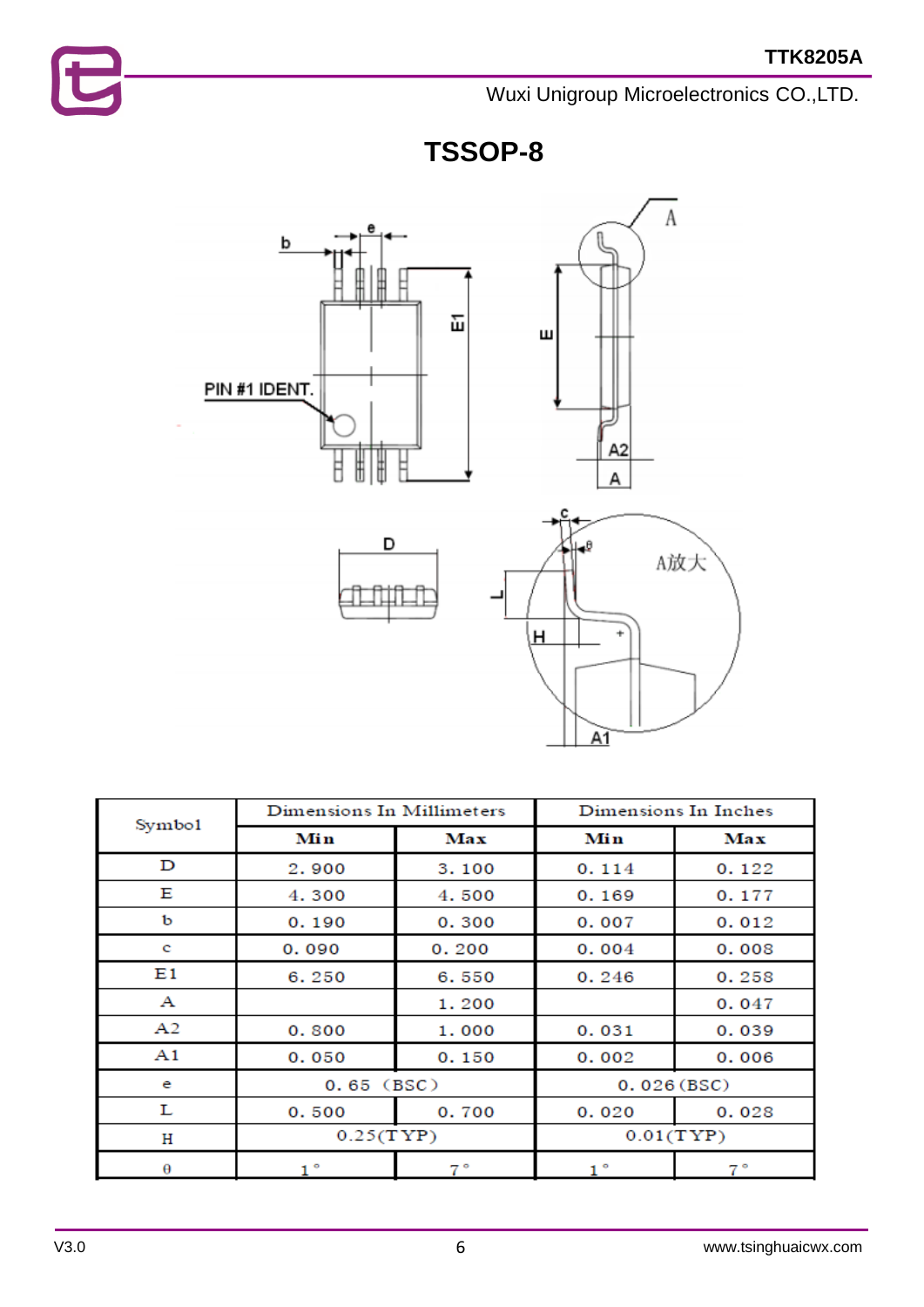## TSSOP-8

| Symbol | Dimensions In Millimeters | | Dimensions In Inches | |
|---|---|---|---|---|
| | Min | Max | Min | Max |
| D | 2.900 | 3.100 | 0.114 | 0.122 |
| E | 4.300 | 4.500 | 0.169 | 0.177 |
| b | 0.190 | 0.300 | 0.007 | 0.012 |
| c | 0.090 | 0.200 | 0.004 | 0.008 |
| E1 | 6.250 | 6.550 | 0.246 | 0.258 |
| A | | 1.200 | | 0.047 |
| A2 | 0.800 | 1.000 | 0.031 | 0.039 |
| A1 | 0.050 | 0.150 | 0.002 | 0.006 |
| e | 0.65 (BSC) | | 0.026 (BSC) | |
| L | 0.500 | 0.700 | 0.020 | 0.028 |
| H | 0.25(TYP) | | 0.01(TYP) | |
| θ | 1° | 7° | 1° | 7° |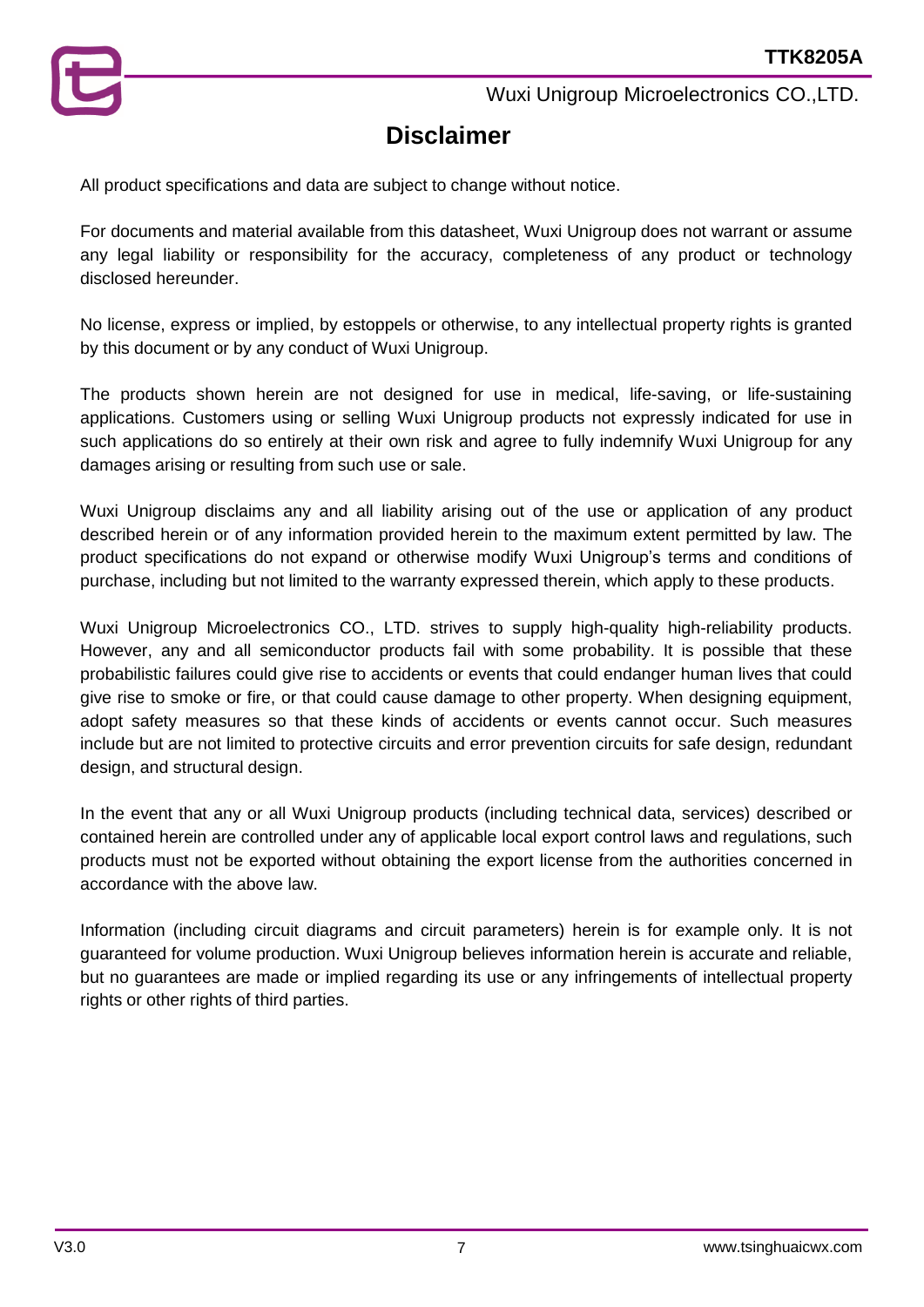# Disclaimer

All product specifications and data are subject to change without notice.

For documents and material available from this datasheet, Wuxi Unigroup does not warrant or assume any legal liability or responsibility for the accuracy, completeness of any product or technology disclosed hereunder.

No license, express or implied, by estoppels or otherwise, to any intellectual property rights is granted by this document or by any conduct of Wuxi Unigroup.

The products shown herein are not designed for use in medical, life-saving, or life-sustaining applications. Customers using or selling Wuxi Unigroup products not expressly indicated for use in such applications do so entirely at their own risk and agree to fully indemnify Wuxi Unigroup for any damages arising or resulting from such use or sale.

Wuxi Unigroup disclaims any and all liability arising out of the use or application of any product described herein or of any information provided herein to the maximum extent permitted by law. The product specifications do not expand or otherwise modify Wuxi Unigroup's terms and conditions of purchase, including but not limited to the warranty expressed therein, which apply to these products.

Wuxi Unigroup Microelectronics CO., LTD. strives to supply high-quality high-reliability products. However, any and all semiconductor products fail with some probability. It is possible that these probabilistic failures could give rise to accidents or events that could endanger human lives that could give rise to smoke or fire, or that could cause damage to other property. When designing equipment, adopt safety measures so that these kinds of accidents or events cannot occur. Such measures include but are not limited to protective circuits and error prevention circuits for safe design, redundant design, and structural design.

In the event that any or all Wuxi Unigroup products (including technical data, services) described or contained herein are controlled under any of applicable local export control laws and regulations, such products must not be exported without obtaining the export license from the authorities concerned in accordance with the above law.

Information (including circuit diagrams and circuit parameters) herein is for example only. It is not guaranteed for volume production. Wuxi Unigroup believes information herein is accurate and reliable, but no guarantees are made or implied regarding its use or any infringements of intellectual property rights or other rights of third parties.